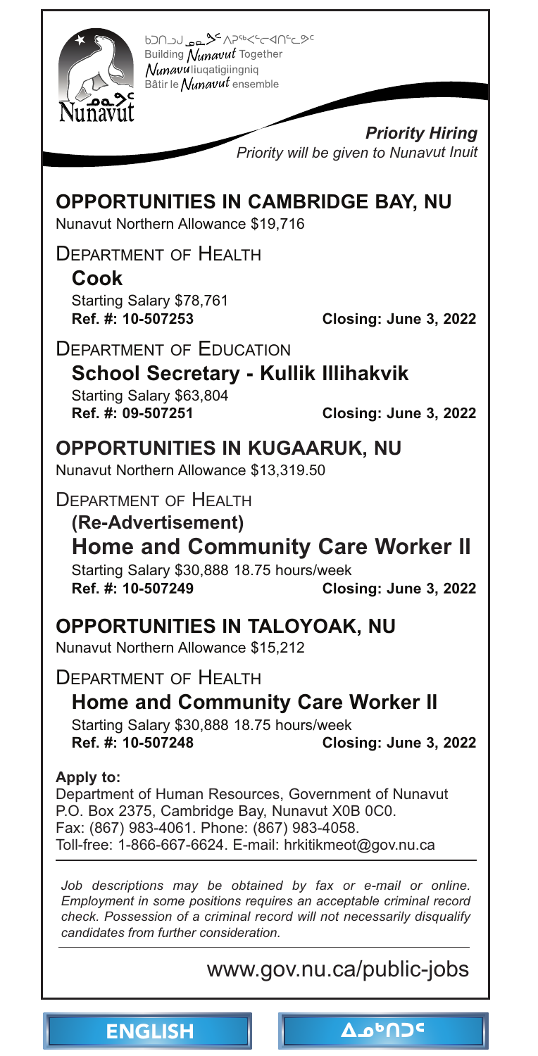ᑲᑐᑎᒍᒃ ᓄᓇᕗᑦ ᐱᕐᕿᐊᕐᓂᑦᑎᓂᕐᓗ
Building *Nunavut* Together
*Nunavu*liuqatigiingniq
Bâtir le *Nunavut* ensemble

Nunavut

***Priority Hiring***
*Priority will be given to Nunavut Inuit*

## OPPORTUNITIES IN CAMBRIDGE BAY, NU

Nunavut Northern Allowance $19,716

### DEPARTMENT OF HEALTH

**Cook**
Starting Salary $78,761
**Ref. #: 10-507253** **Closing: June 3, 2022**

### DEPARTMENT OF EDUCATION

**School Secretary - Kullik Illihakvik**
Starting Salary $63,804
**Ref. #: 09-507251** **Closing: June 3, 2022**

## OPPORTUNITIES IN KUGAARUK, NU

Nunavut Northern Allowance $13,319.50

### DEPARTMENT OF HEALTH

**(Re-Advertisement)**
**Home and Community Care Worker II**
Starting Salary $30,888 18.75 hours/week
**Ref. #: 10-507249** **Closing: June 3, 2022**

## OPPORTUNITIES IN TALOYOAK, NU

Nunavut Northern Allowance $15,212

### DEPARTMENT OF HEALTH

**Home and Community Care Worker II**
Starting Salary $30,888 18.75 hours/week
**Ref. #: 10-507248** **Closing: June 3, 2022**

**Apply to:**
Department of Human Resources, Government of Nunavut
P.O. Box 2375, Cambridge Bay, Nunavut X0B 0C0.
Fax: (867) 983-4061. Phone: (867) 983-4058.
Toll-free: 1-866-667-6624. E-mail: hrkitikmeot@gov.nu.ca

*Job descriptions may be obtained by fax or e-mail or online. Employment in some positions requires an acceptable criminal record check. Possession of a criminal record will not necessarily disqualify candidates from further consideration.*

www.gov.nu.ca/public-jobs

ENGLISH ᐃᓄᒃᑎᑐᑦ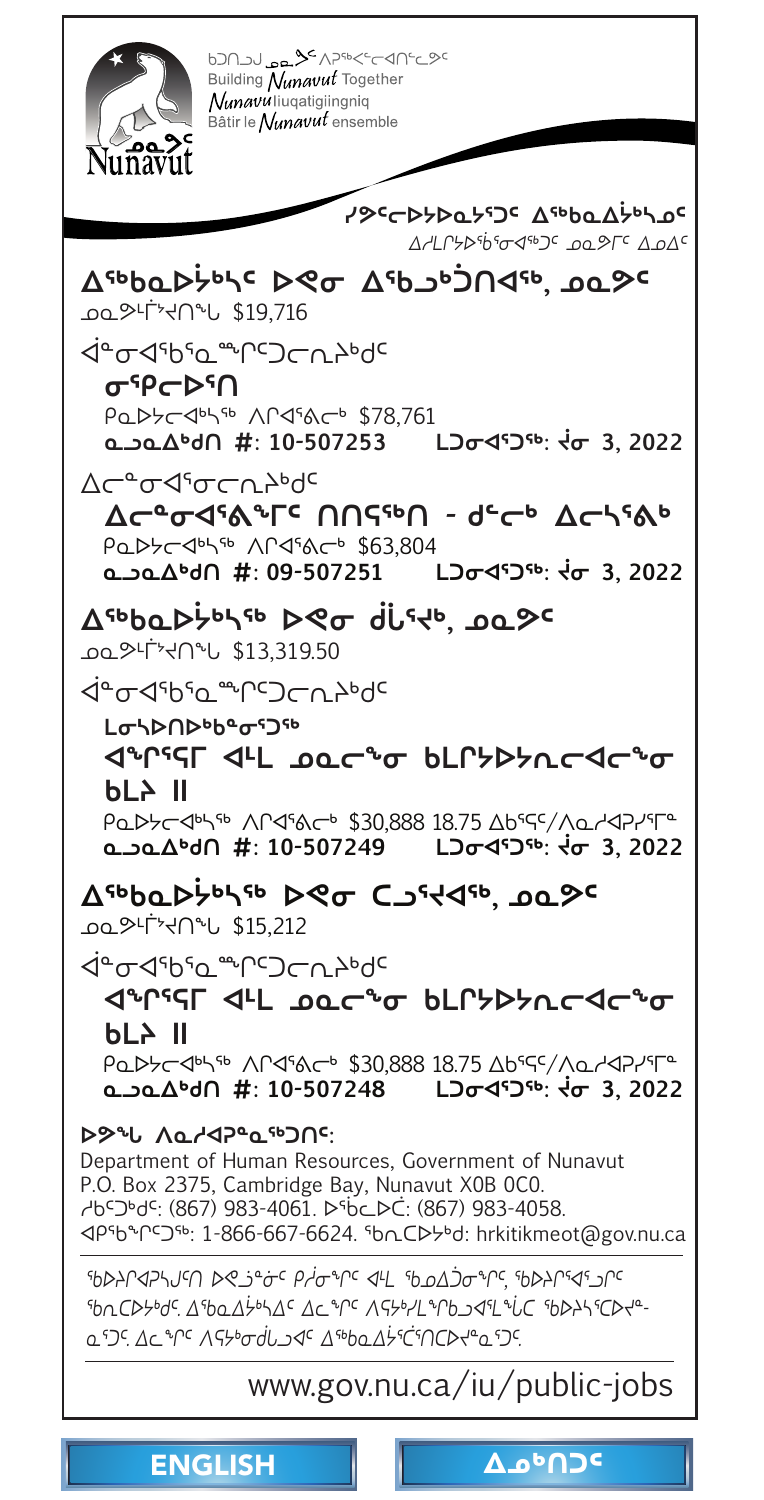ᑲᑐᑎᓪᓗᒍ ᓄᓇᕗᑦ ᐱᓇᓱᐊᕐᓂᐊᓕᕐᓂᐊᖅᑐᑦ
Building *Nunavut* Together
*Nunavu*liuqatigiingniq
Bâtir le *Nunavut* ensemble

Nunavut

ᓯᕗᓪᓕᐅᓯᐅᓇᓱᑦᑐᑦ ᐃᖅᑲᓇᐃᔮᕐᓄᑦ
ᐃᓯᒪᒋᔭᐅᕙᓂᐊᖅᑐᑦ ᓄᓇᕗᒥᑦ ᐃᓄᐃᑦ

## ᐃᖅᑲᓇᐃᔮᕐᓂᑦ ᐅᕙᓂ ᐃᖃᓗᒃᑑᑎᐊᖅ, ᓄᓇᕗᑦ

ᓄᓇᕗᒥᐅᑦᔪᑎᖓ $19,716

ᐋᓐᓂᐊᕐᑲᕐᓇᖏᑦᑐᓕᕆᔨᒃᑯᑦ

**ᓂᕿᓕᐅᕐᑎ**

ᑭᓇᐅᓯᓕᐊᒃᓴᖅ ᐱᑎᐊᕐᕙᓕᒃ $78,761

**ᓇᓗᓇᐃᒃᑯᑎ #: 10-507253 ᒪᑐᓂᐊᕐᑐᖅ: ᔫᓂ 3, 2022**

ᐃᓚᓐᓂᐊᕐᓂᓕᕆᔨᒃᑯᑦ

**ᐃᓚᓐᓂᐊᕐᕕᖕᒥ ᑎᑎᕋᖅᑎ - ᑯᓪᓕᒃ ᐃᓚᓯᕙᒃ**

ᑭᓇᐅᓯᓕᐊᒃᓴᖅ ᐱᑎᐊᕐᕙᓕᒃ $63,804

**ᓇᓗᓇᐃᒃᑯᑎ #: 09-507251 ᒪᑐᓂᐊᕐᑐᖅ: ᔫᓂ 3, 2022**

## ᐃᖅᑲᓇᐃᔮᒃᓴᖅ ᐅᕙᓂ ᑰᒑᕐᔪᒃ, ᓄᓇᕗᑦ

ᓄᓇᕗᒥᐅᑦᔪᑎᖓ $13,319.50

ᐋᓐᓂᐊᕐᑲᕐᓇᖏᑦᑐᓕᕆᔨᒃᑯᑦ

**ᒪᓂᓴᐅᑎᐅᒃᑲᓐᓂᕐᑐᖅ**

**ᐊᓐᖏᕐᒥ ᐊᒻᒪ ᓄᓇᓕᓐᓂ ᑲᒪᒋᔭᐅᓯᓚᐊᓕᓐᓂ ᑲᒪᔨ II**

ᑭᓇᐅᓯᓕᐊᒃᓴᖅ ᐱᑎᐊᕐᕙᓕᒃ $30,888 18.75 ᐃᑲᕐᕋᑦ/ᐱᓇᓱᐊᕈᓯᕐᒥ

**ᓇᓗᓇᐃᒃᑯᑎ #: 10-507249 ᒪᑐᓂᐊᕐᑐᖅ: ᔫᓂ 3, 2022**

## ᐃᖅᑲᓇᐃᔮᒃᓴᖅ ᐅᕙᓂ ᑕᓗᕐᔪᐊᖅ, ᓄᓇᕗᑦ

ᓄᓇᕗᒥᐅᑦᔪᑎᖓ $15,212

ᐋᓐᓂᐊᕐᑲᕐᓇᖏᑦᑐᓕᕆᔨᒃᑯᑦ

**ᐊᓐᖏᕐᒥ ᐊᒻᒪ ᓄᓇᓕᓐᓂ ᑲᒪᒋᔭᐅᓯᓚᐊᓕᓐᓂ ᑲᒪᔨ II**

ᑭᓇᐅᓯᓕᐊᒃᓴᖅ ᐱᑎᐊᕐᕙᓕᒃ $30,888 18.75 ᐃᑲᕐᕋᑦ/ᐱᓇᓱᐊᕈᓯᕐᒥ

**ᓇᓗᓇᐃᒃᑯᑎ #: 10-507248 ᒪᑐᓂᐊᕐᑐᖅ: ᔫᓂ 3, 2022**

**ᐅᕗᖓ ᐱᓇᓱᐊᕈᓇᖅᑐᑎᑦ:**

Department of Human Resources, Government of Nunavut
P.O. Box 2375, Cambridge Bay, Nunavut X0B 0C0.
ᓱᑲᑦᑐᒃᑯᑦ: (867) 983-4061. ᐅᖃᓚᐅᑖ: (867) 983-4058.
ᐊᑭᖃᖏᑦᑐᖅ: 1-866-667-6624. ᖃᕆᓇᒃᑯᑦ: hrkitikmeot@gov.nu.ca

ᖃᐅᔨᓴᕐᓂᐊᕈᓐᓇᕐᒪᑕ ᐅᕙᑦᑎᓐᓂᒃ ᑭᓯᐊᓂ ᐊᒻᒪ ᖃᓄᐃᓕᖓᓂᖏᑦ, ᖃᐅᔨᒋᐊᕐᓗᒋᑦ ᖃᕆᓇᒃᑯᑦ. ᐃᖅᑲᓇᐃᔭᕐᕕᒃ ᐃᓚᖏᑦ ᐱᑕᖃᕐᒪᖔᑕ ᖃᐅᔨᒋᐊᕐᓗᒋᑦ ᖃᐅᔨᓴᕐᑕᐅᔪᓐᓇᕐᒪᑕ ᐃᓚᖏᑦ ᐱᑕᖃᕐᓂᖏᑦ ᐃᖅᑲᓇᐃᔭᕐᓂᕐᒥᒃ.

www.gov.nu.ca/iu/public-jobs

ENGLISH | ᐃᓄᒃᑎᑐᑦ